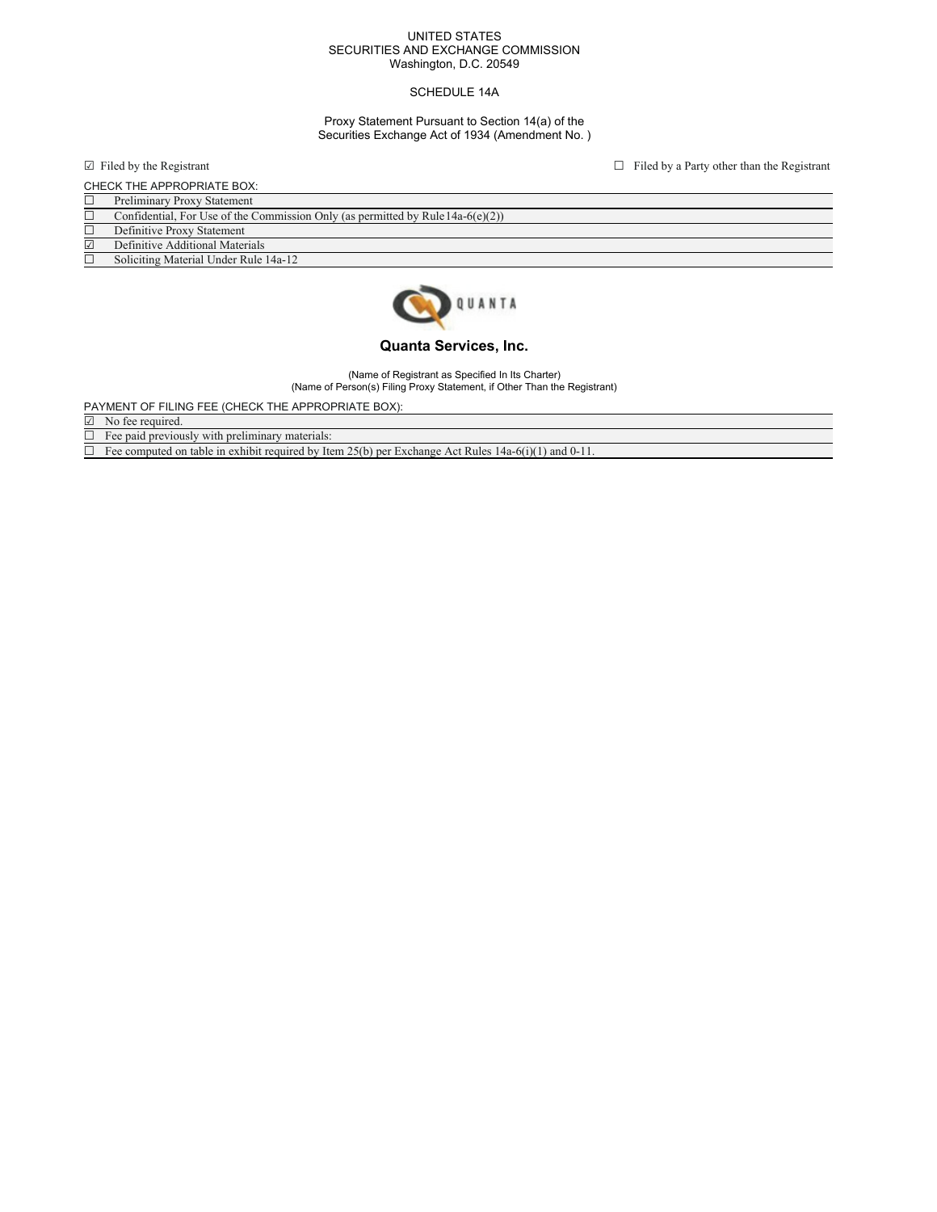UNITED STATES
SECURITIES AND EXCHANGE COMMISSION
Washington, D.C. 20549

SCHEDULE 14A

Proxy Statement Pursuant to Section 14(a) of the
Securities Exchange Act of 1934 (Amendment No. )

☑ Filed by the Registrant ☐ Filed by a Party other than the Registrant

CHECK THE APPROPRIATE BOX:

| | |
|---|---|
| ☐ | Preliminary Proxy Statement |
| ☐ | Confidential, For Use of the Commission Only (as permitted by Rule14a-6(e)(2)) |
| ☐ | Definitive Proxy Statement |
| ☑ | Definitive Additional Materials |
| ☐ | Soliciting Material Under Rule 14a-12 |

QUANTA

**Quanta Services, Inc.**

(Name of Registrant as Specified In Its Charter)
(Name of Person(s) Filing Proxy Statement, if Other Than the Registrant)

PAYMENT OF FILING FEE (CHECK THE APPROPRIATE BOX):

| | |
|---|---|
| ☑ | No fee required. |
| ☐ | Fee paid previously with preliminary materials: |
| ☐ | Fee computed on table in exhibit required by Item 25(b) per Exchange Act Rules 14a-6(i)(1) and 0-11. |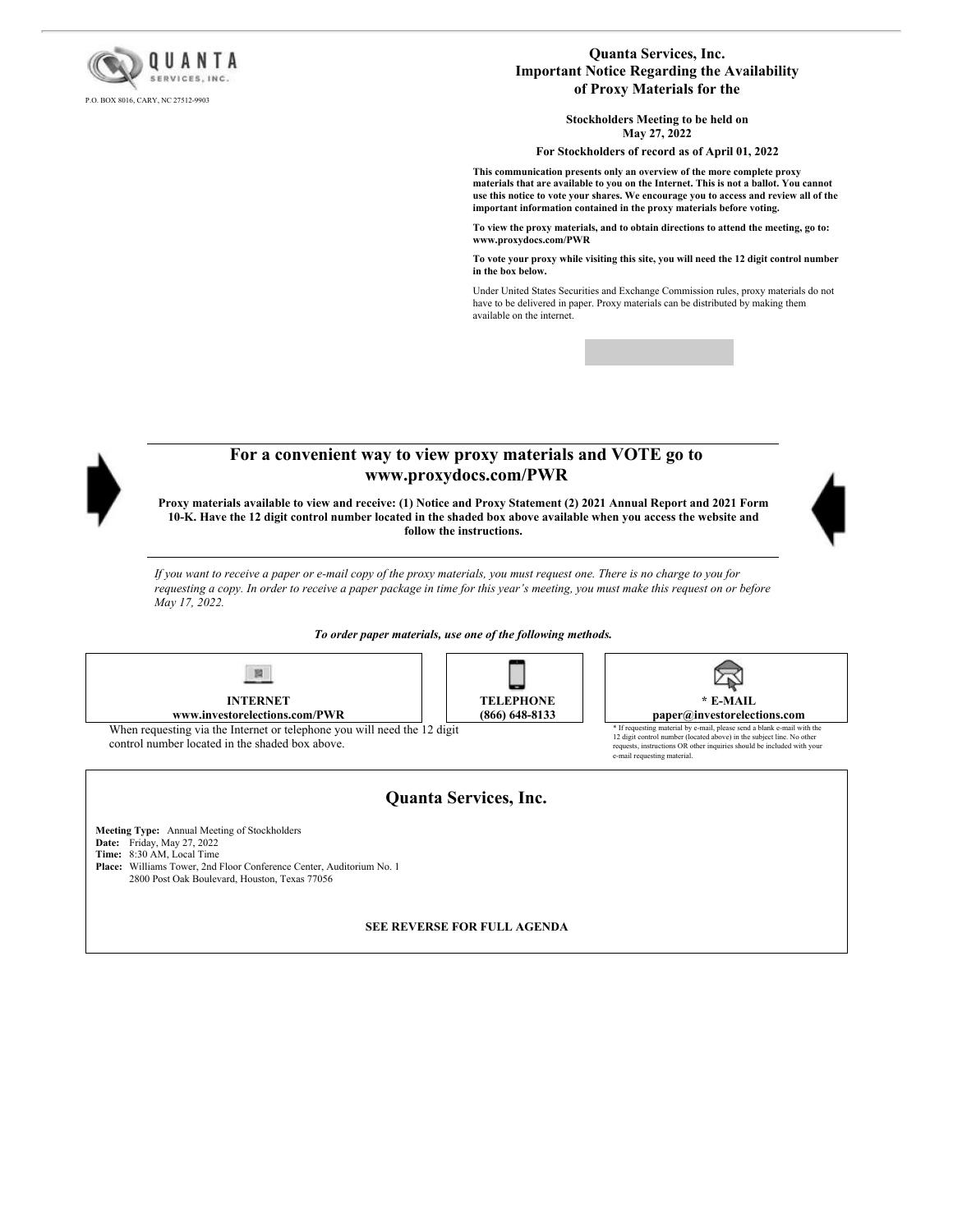QUANTA SERVICES, INC.

P.O. BOX 8016, CARY, NC 27512-9903

# Quanta Services, Inc.
## Important Notice Regarding the Availability of Proxy Materials for the

**Stockholders Meeting to be held on May 27, 2022**

**For Stockholders of record as of April 01, 2022**

**This communication presents only an overview of the more complete proxy materials that are available to you on the Internet. This is not a ballot. You cannot use this notice to vote your shares. We encourage you to access and review all of the important information contained in the proxy materials before voting.**

**To view the proxy materials, and to obtain directions to attend the meeting, go to: www.proxydocs.com/PWR**

**To vote your proxy while visiting this site, you will need the 12 digit control number in the box below.**

Under United States Securities and Exchange Commission rules, proxy materials do not have to be delivered in paper. Proxy materials can be distributed by making them available on the internet.

## For a convenient way to view proxy materials and VOTE go to www.proxydocs.com/PWR

**Proxy materials available to view and receive: (1) Notice and Proxy Statement (2) 2021 Annual Report and 2021 Form 10-K. Have the 12 digit control number located in the shaded box above available when you access the website and follow the instructions.**

*If you want to receive a paper or e-mail copy of the proxy materials, you must request one. There is no charge to you for requesting a copy. In order to receive a paper package in time for this year's meeting, you must make this request on or before May 17, 2022.*

***To order paper materials, use one of the following methods.***

| INTERNET | TELEPHONE | * E-MAIL |
|---|---|---|
| **www.investorelections.com/PWR** | **(866) 648-8133** | **paper@investorelections.com** |

When requesting via the Internet or telephone you will need the 12 digit control number located in the shaded box above.

* If requesting material by e-mail, please send a blank e-mail with the 12 digit control number (located above) in the subject line. No other requests, instructions OR other inquiries should be included with your e-mail requesting material.

## Quanta Services, Inc.

**Meeting Type:** Annual Meeting of Stockholders
**Date:** Friday, May 27, 2022
**Time:** 8:30 AM, Local Time
**Place:** Williams Tower, 2nd Floor Conference Center, Auditorium No. 1
2800 Post Oak Boulevard, Houston, Texas 77056

**SEE REVERSE FOR FULL AGENDA**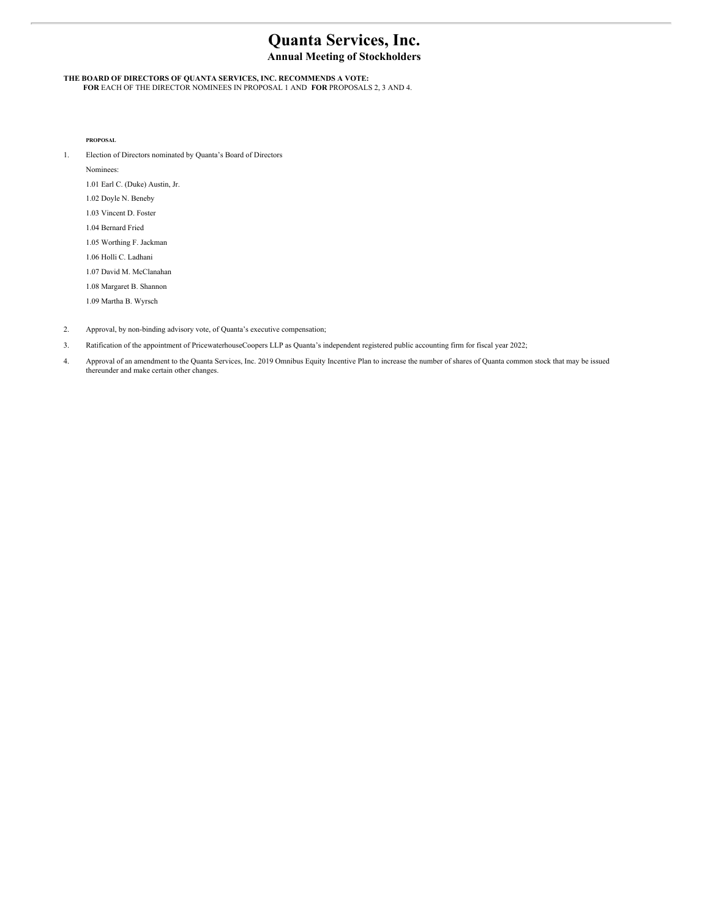# Quanta Services, Inc.

## Annual Meeting of Stockholders

**THE BOARD OF DIRECTORS OF QUANTA SERVICES, INC. RECOMMENDS A VOTE:**
**FOR** EACH OF THE DIRECTOR NOMINEES IN PROPOSAL 1 AND **FOR** PROPOSALS 2, 3 AND 4.

**PROPOSAL**

1. Election of Directors nominated by Quanta's Board of Directors

   Nominees:

   1.01 Earl C. (Duke) Austin, Jr.

   1.02 Doyle N. Beneby

   1.03 Vincent D. Foster

   1.04 Bernard Fried

   1.05 Worthing F. Jackman

   1.06 Holli C. Ladhani

   1.07 David M. McClanahan

   1.08 Margaret B. Shannon

   1.09 Martha B. Wyrsch

2. Approval, by non-binding advisory vote, of Quanta's executive compensation;

3. Ratification of the appointment of PricewaterhouseCoopers LLP as Quanta's independent registered public accounting firm for fiscal year 2022;

4. Approval of an amendment to the Quanta Services, Inc. 2019 Omnibus Equity Incentive Plan to increase the number of shares of Quanta common stock that may be issued thereunder and make certain other changes.